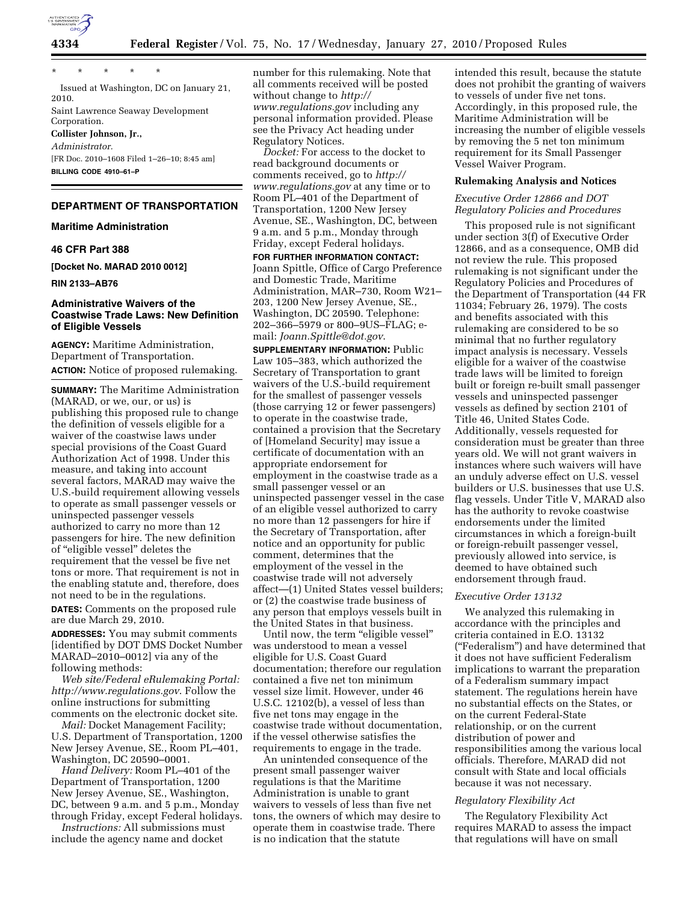\* \* \* \* \*

Issued at Washington, DC on January 21, 2010.

Saint Lawrence Seaway Development Corporation.

**Collister Johnson, Jr.,**

*Administrator.*

[FR Doc. 2010–1608 Filed 1–26–10; 8:45 am]

**BILLING CODE 4910–61–P**

## DEPARTMENT OF TRANSPORTATION

### Maritime Administration

### 46 CFR Part 388

**[Docket No. MARAD 2010 0012]**

**RIN 2133–AB76**

### Administrative Waivers of the Coastwise Trade Laws: New Definition of Eligible Vessels

**AGENCY:** Maritime Administration, Department of Transportation.

**ACTION:** Notice of proposed rulemaking.

**SUMMARY:** The Maritime Administration (MARAD, or we, our, or us) is publishing this proposed rule to change the definition of vessels eligible for a waiver of the coastwise laws under special provisions of the Coast Guard Authorization Act of 1998. Under this measure, and taking into account several factors, MARAD may waive the U.S.-build requirement allowing vessels to operate as small passenger vessels or uninspected passenger vessels authorized to carry no more than 12 passengers for hire. The new definition of "eligible vessel" deletes the requirement that the vessel be five net tons or more. That requirement is not in the enabling statute and, therefore, does not need to be in the regulations.

**DATES:** Comments on the proposed rule are due March 29, 2010.

**ADDRESSES:** You may submit comments [identified by DOT DMS Docket Number MARAD–2010–0012] via any of the following methods:

*Web site/Federal eRulemaking Portal: http://www.regulations.gov*. Follow the online instructions for submitting comments on the electronic docket site.

*Mail:* Docket Management Facility; U.S. Department of Transportation, 1200 New Jersey Avenue, SE., Room PL–401, Washington, DC 20590–0001.

*Hand Delivery:* Room PL–401 of the Department of Transportation, 1200 New Jersey Avenue, SE., Washington, DC, between 9 a.m. and 5 p.m., Monday through Friday, except Federal holidays.

*Instructions:* All submissions must include the agency name and docket number for this rulemaking. Note that all comments received will be posted without change to *http://www.regulations.gov* including any personal information provided. Please see the Privacy Act heading under Regulatory Notices.

*Docket:* For access to the docket to read background documents or comments received, go to *http://www.regulations.gov* at any time or to Room PL–401 of the Department of Transportation, 1200 New Jersey Avenue, SE., Washington, DC, between 9 a.m. and 5 p.m., Monday through Friday, except Federal holidays.

**FOR FURTHER INFORMATION CONTACT:** Joann Spittle, Office of Cargo Preference and Domestic Trade, Maritime Administration, MAR–730, Room W21–203, 1200 New Jersey Avenue, SE., Washington, DC 20590. Telephone: 202–366–5979 or 800–9US–FLAG; e-mail: *Joann.Spittle@dot.gov*.

**SUPPLEMENTARY INFORMATION:** Public Law 105–383, which authorized the Secretary of Transportation to grant waivers of the U.S.-build requirement for the smallest of passenger vessels (those carrying 12 or fewer passengers) to operate in the coastwise trade, contained a provision that the Secretary of [Homeland Security] may issue a certificate of documentation with an appropriate endorsement for employment in the coastwise trade as a small passenger vessel or an uninspected passenger vessel in the case of an eligible vessel authorized to carry no more than 12 passengers for hire if the Secretary of Transportation, after notice and an opportunity for public comment, determines that the employment of the vessel in the coastwise trade will not adversely affect—(1) United States vessel builders; or (2) the coastwise trade business of any person that employs vessels built in the United States in that business.

Until now, the term "eligible vessel" was understood to mean a vessel eligible for U.S. Coast Guard documentation; therefore our regulation contained a five net ton minimum vessel size limit. However, under 46 U.S.C. 12102(b), a vessel of less than five net tons may engage in the coastwise trade without documentation, if the vessel otherwise satisfies the requirements to engage in the trade.

An unintended consequence of the present small passenger waiver regulations is that the Maritime Administration is unable to grant waivers to vessels of less than five net tons, the owners of which may desire to operate them in coastwise trade. There is no indication that the statute intended this result, because the statute does not prohibit the granting of waivers to vessels of under five net tons. Accordingly, in this proposed rule, the Maritime Administration will be increasing the number of eligible vessels by removing the 5 net ton minimum requirement for its Small Passenger Vessel Waiver Program.

### Rulemaking Analysis and Notices

#### *Executive Order 12866 and DOT Regulatory Policies and Procedures*

This proposed rule is not significant under section 3(f) of Executive Order 12866, and as a consequence, OMB did not review the rule. This proposed rulemaking is not significant under the Regulatory Policies and Procedures of the Department of Transportation (44 FR 11034; February 26, 1979). The costs and benefits associated with this rulemaking are considered to be so minimal that no further regulatory impact analysis is necessary. Vessels eligible for a waiver of the coastwise trade laws will be limited to foreign built or foreign re-built small passenger vessels and uninspected passenger vessels as defined by section 2101 of Title 46, United States Code. Additionally, vessels requested for consideration must be greater than three years old. We will not grant waivers in instances where such waivers will have an unduly adverse effect on U.S. vessel builders or U.S. businesses that use U.S. flag vessels. Under Title V, MARAD also has the authority to revoke coastwise endorsements under the limited circumstances in which a foreign-built or foreign-rebuilt passenger vessel, previously allowed into service, is deemed to have obtained such endorsement through fraud.

#### *Executive Order 13132*

We analyzed this rulemaking in accordance with the principles and criteria contained in E.O. 13132 ("Federalism") and have determined that it does not have sufficient Federalism implications to warrant the preparation of a Federalism summary impact statement. The regulations herein have no substantial effects on the States, or on the current Federal-State relationship, or on the current distribution of power and responsibilities among the various local officials. Therefore, MARAD did not consult with State and local officials because it was not necessary.

#### *Regulatory Flexibility Act*

The Regulatory Flexibility Act requires MARAD to assess the impact that regulations will have on small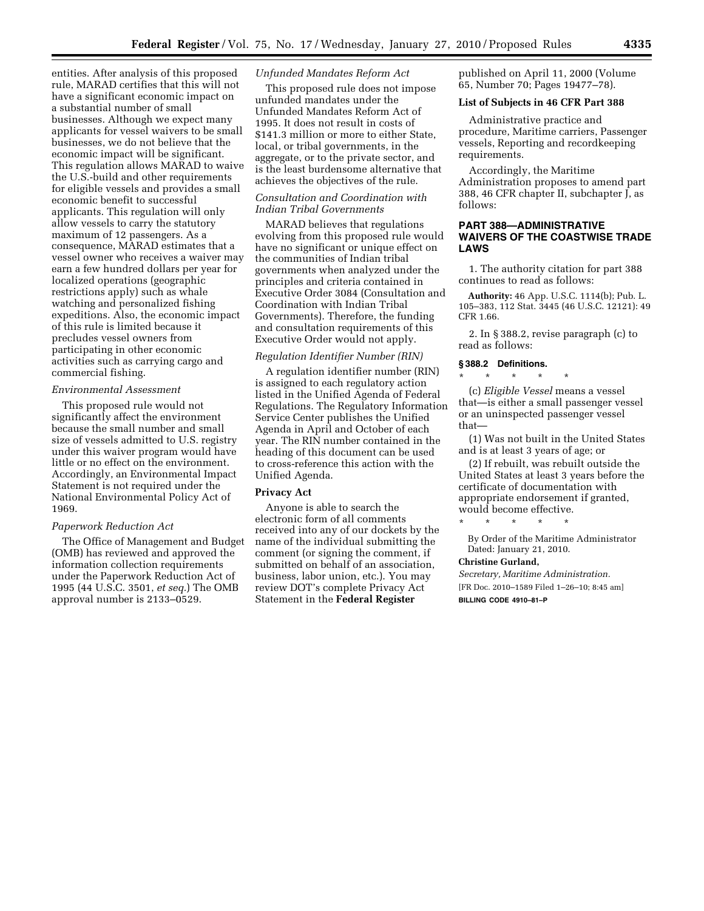entities. After analysis of this proposed rule, MARAD certifies that this will not have a significant economic impact on a substantial number of small businesses. Although we expect many applicants for vessel waivers to be small businesses, we do not believe that the economic impact will be significant. This regulation allows MARAD to waive the U.S.-build and other requirements for eligible vessels and provides a small economic benefit to successful applicants. This regulation will only allow vessels to carry the statutory maximum of 12 passengers. As a consequence, MARAD estimates that a vessel owner who receives a waiver may earn a few hundred dollars per year for localized operations (geographic restrictions apply) such as whale watching and personalized fishing expeditions. Also, the economic impact of this rule is limited because it precludes vessel owners from participating in other economic activities such as carrying cargo and commercial fishing.

*Environmental Assessment*

This proposed rule would not significantly affect the environment because the small number and small size of vessels admitted to U.S. registry under this waiver program would have little or no effect on the environment. Accordingly, an Environmental Impact Statement is not required under the National Environmental Policy Act of 1969.

*Paperwork Reduction Act*

The Office of Management and Budget (OMB) has reviewed and approved the information collection requirements under the Paperwork Reduction Act of 1995 (44 U.S.C. 3501, *et seq.*) The OMB approval number is 2133–0529.

*Unfunded Mandates Reform Act*

This proposed rule does not impose unfunded mandates under the Unfunded Mandates Reform Act of 1995. It does not result in costs of $141.3 million or more to either State, local, or tribal governments, in the aggregate, or to the private sector, and is the least burdensome alternative that achieves the objectives of the rule.

*Consultation and Coordination with Indian Tribal Governments*

MARAD believes that regulations evolving from this proposed rule would have no significant or unique effect on the communities of Indian tribal governments when analyzed under the principles and criteria contained in Executive Order 3084 (Consultation and Coordination with Indian Tribal Governments). Therefore, the funding and consultation requirements of this Executive Order would not apply.

*Regulation Identifier Number (RIN)*

A regulation identifier number (RIN) is assigned to each regulatory action listed in the Unified Agenda of Federal Regulations. The Regulatory Information Service Center publishes the Unified Agenda in April and October of each year. The RIN number contained in the heading of this document can be used to cross-reference this action with the Unified Agenda.

**Privacy Act**

Anyone is able to search the electronic form of all comments received into any of our dockets by the name of the individual submitting the comment (or signing the comment, if submitted on behalf of an association, business, labor union, etc.). You may review DOT's complete Privacy Act Statement in the **Federal Register** published on April 11, 2000 (Volume 65, Number 70; Pages 19477–78).

**List of Subjects in 46 CFR Part 388**

Administrative practice and procedure, Maritime carriers, Passenger vessels, Reporting and recordkeeping requirements.

Accordingly, the Maritime Administration proposes to amend part 388, 46 CFR chapter II, subchapter J, as follows:

## PART 388—ADMINISTRATIVE WAIVERS OF THE COASTWISE TRADE LAWS

1. The authority citation for part 388 continues to read as follows:

**Authority:** 46 App. U.S.C. 1114(b); Pub. L. 105–383, 112 Stat. 3445 (46 U.S.C. 12121): 49 CFR 1.66.

2. In § 388.2, revise paragraph (c) to read as follows:

### § 388.2 Definitions.

\* \* \* \* \*

(c) *Eligible Vessel* means a vessel that—is either a small passenger vessel or an uninspected passenger vessel that—

(1) Was not built in the United States and is at least 3 years of age; or

(2) If rebuilt, was rebuilt outside the United States at least 3 years before the certificate of documentation with appropriate endorsement if granted, would become effective.

\* \* \* \* \*

By Order of the Maritime Administrator
Dated: January 21, 2010.

**Christine Gurland,**

*Secretary, Maritime Administration.*

[FR Doc. 2010–1589 Filed 1–26–10; 8:45 am]

**BILLING CODE 4910–81–P**